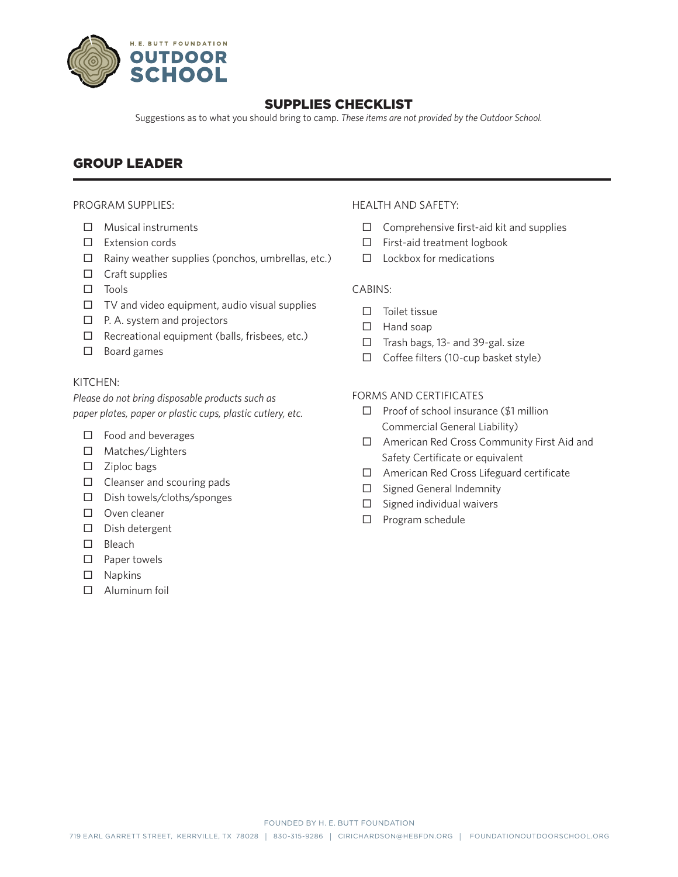H. E. BUTT FOUNDATION
**OUTDOOR SCHOOL**

# SUPPLIES CHECKLIST

Suggestions as to what you should bring to camp. *These items are not provided by the Outdoor School.*

## GROUP LEADER

PROGRAM SUPPLIES:

- ☐ Musical instruments
- ☐ Extension cords
- ☐ Rainy weather supplies (ponchos, umbrellas, etc.)
- ☐ Craft supplies
- ☐ Tools
- ☐ TV and video equipment, audio visual supplies
- ☐ P. A. system and projectors
- ☐ Recreational equipment (balls, frisbees, etc.)
- ☐ Board games

KITCHEN:

*Please do not bring disposable products such as paper plates, paper or plastic cups, plastic cutlery, etc.*

- ☐ Food and beverages
- ☐ Matches/Lighters
- ☐ Ziploc bags
- ☐ Cleanser and scouring pads
- ☐ Dish towels/cloths/sponges
- ☐ Oven cleaner
- ☐ Dish detergent
- ☐ Bleach
- ☐ Paper towels
- ☐ Napkins
- ☐ Aluminum foil

HEALTH AND SAFETY:

- ☐ Comprehensive first-aid kit and supplies
- ☐ First-aid treatment logbook
- ☐ Lockbox for medications

CABINS:

- ☐ Toilet tissue
- ☐ Hand soap
- ☐ Trash bags, 13- and 39-gal. size
- ☐ Coffee filters (10-cup basket style)

FORMS AND CERTIFICATES

- ☐ Proof of school insurance ($1 million Commercial General Liability)
- ☐ American Red Cross Community First Aid and Safety Certificate or equivalent
- ☐ American Red Cross Lifeguard certificate
- ☐ Signed General Indemnity
- ☐ Signed individual waivers
- ☐ Program schedule

FOUNDED BY H. E. BUTT FOUNDATION

719 EARL GARRETT STREET, KERRVILLE, TX 78028 | 830-315-9286 | CIRICHARDSON@HEBFDN.ORG | FOUNDATIONOUTDOORSCHOOL.ORG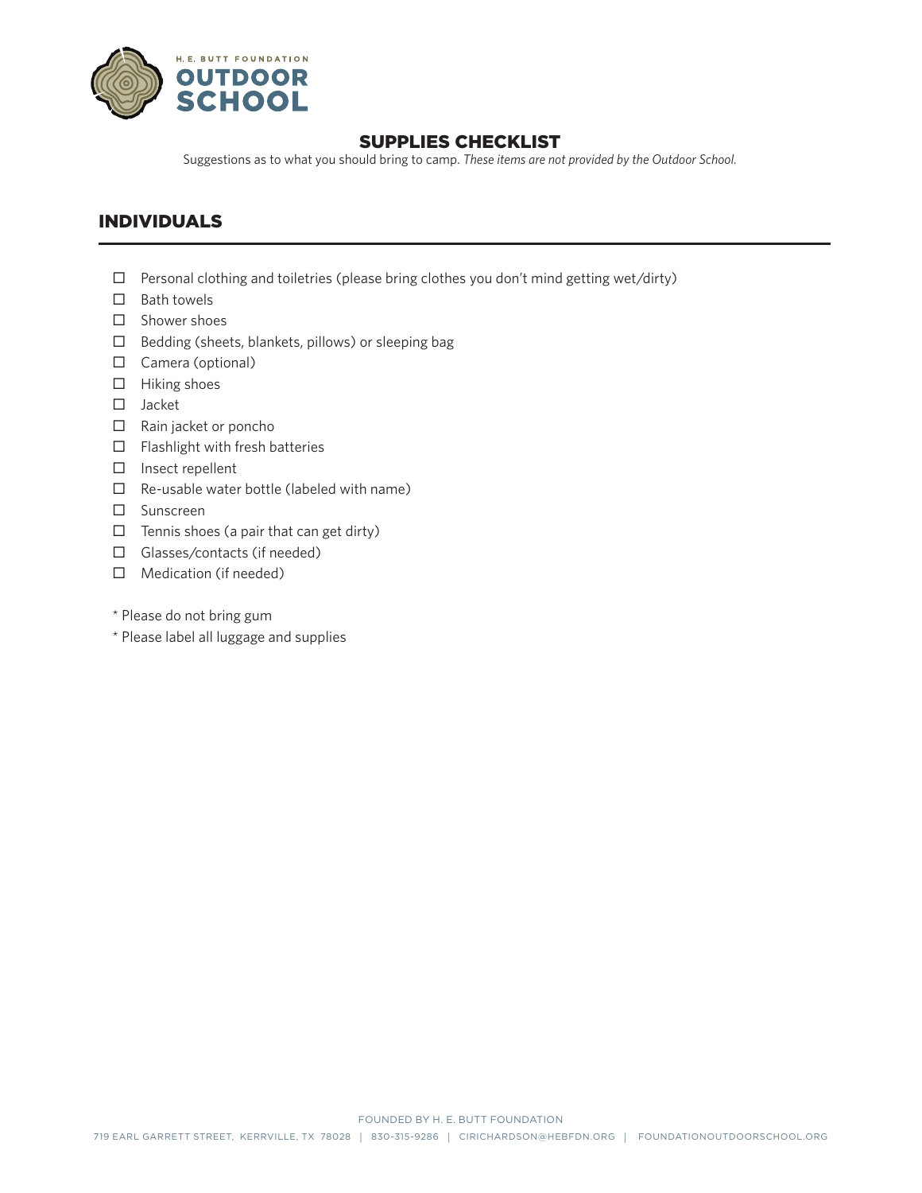H. E. BUTT FOUNDATION

# OUTDOOR SCHOOL

## SUPPLIES CHECKLIST

Suggestions as to what you should bring to camp. *These items are not provided by the Outdoor School.*

## INDIVIDUALS

- ☐ Personal clothing and toiletries (please bring clothes you don't mind getting wet/dirty)
- ☐ Bath towels
- ☐ Shower shoes
- ☐ Bedding (sheets, blankets, pillows) or sleeping bag
- ☐ Camera (optional)
- ☐ Hiking shoes
- ☐ Jacket
- ☐ Rain jacket or poncho
- ☐ Flashlight with fresh batteries
- ☐ Insect repellent
- ☐ Re-usable water bottle (labeled with name)
- ☐ Sunscreen
- ☐ Tennis shoes (a pair that can get dirty)
- ☐ Glasses/contacts (if needed)
- ☐ Medication (if needed)

* Please do not bring gum

* Please label all luggage and supplies

FOUNDED BY H. E. BUTT FOUNDATION

719 EARL GARRETT STREET, KERRVILLE, TX 78028 | 830-315-9286 | CIRICHARDSON@HEBFDN.ORG | FOUNDATIONOUTDOORSCHOOL.ORG